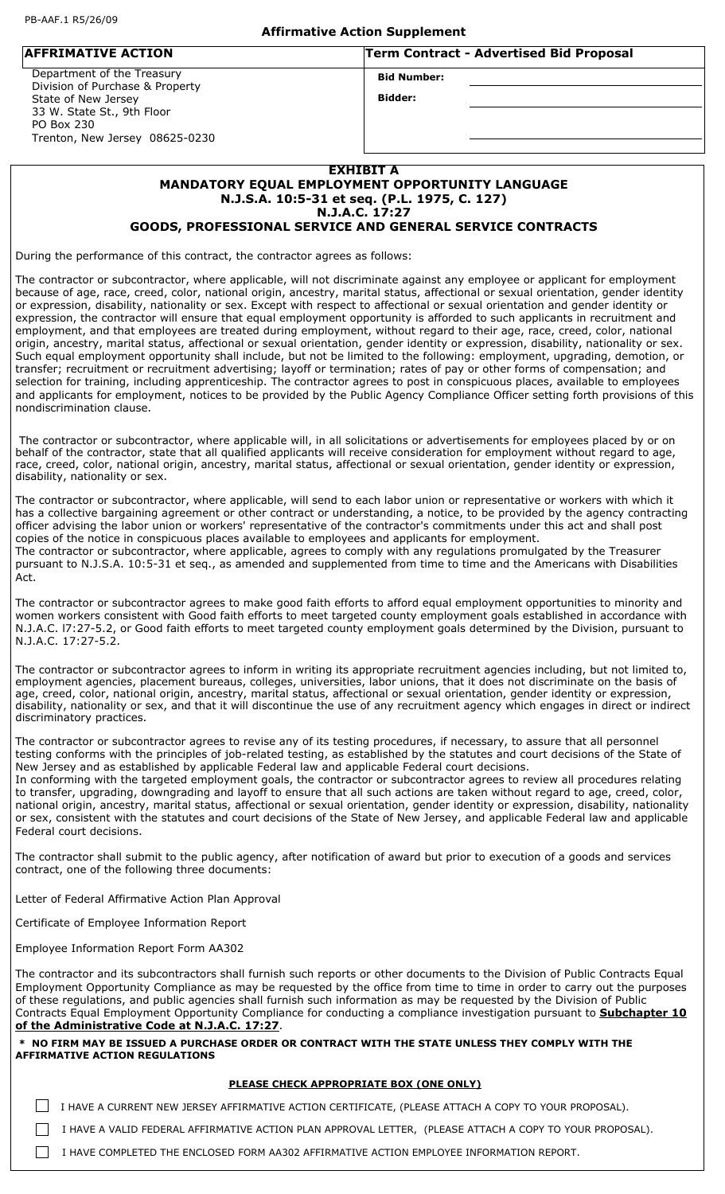PB-AAF.1 R5/26/09

**Affirmative Action Supplement**

| AFFRIMATIVE ACTION | Term Contract - Advertised Bid Proposal |
| --- | --- |
| Department of the Treasury<br>Division of Purchase & Property<br>State of New Jersey<br>33 W. State St., 9th Floor<br>PO Box 230<br>Trenton, New Jersey 08625-0230 | **Bid Number:** ____________<br>**Bidder:** ____________<br>____________ |

## EXHIBIT A
## MANDATORY EQUAL EMPLOYMENT OPPORTUNITY LANGUAGE
## N.J.S.A. 10:5-31 et seq. (P.L. 1975, C. 127)
## N.J.A.C. 17:27
## GOODS, PROFESSIONAL SERVICE AND GENERAL SERVICE CONTRACTS

During the performance of this contract, the contractor agrees as follows:

The contractor or subcontractor, where applicable, will not discriminate against any employee or applicant for employment because of age, race, creed, color, national origin, ancestry, marital status, affectional or sexual orientation, gender identity or expression, disability, nationality or sex. Except with respect to affectional or sexual orientation and gender identity or expression, the contractor will ensure that equal employment opportunity is afforded to such applicants in recruitment and employment, and that employees are treated during employment, without regard to their age, race, creed, color, national origin, ancestry, marital status, affectional or sexual orientation, gender identity or expression, disability, nationality or sex. Such equal employment opportunity shall include, but not be limited to the following: employment, upgrading, demotion, or transfer; recruitment or recruitment advertising; layoff or termination; rates of pay or other forms of compensation; and selection for training, including apprenticeship. The contractor agrees to post in conspicuous places, available to employees and applicants for employment, notices to be provided by the Public Agency Compliance Officer setting forth provisions of this nondiscrimination clause.

The contractor or subcontractor, where applicable will, in all solicitations or advertisements for employees placed by or on behalf of the contractor, state that all qualified applicants will receive consideration for employment without regard to age, race, creed, color, national origin, ancestry, marital status, affectional or sexual orientation, gender identity or expression, disability, nationality or sex.

The contractor or subcontractor, where applicable, will send to each labor union or representative or workers with which it has a collective bargaining agreement or other contract or understanding, a notice, to be provided by the agency contracting officer advising the labor union or workers' representative of the contractor's commitments under this act and shall post copies of the notice in conspicuous places available to employees and applicants for employment.
The contractor or subcontractor, where applicable, agrees to comply with any regulations promulgated by the Treasurer pursuant to N.J.S.A. 10:5-31 et seq., as amended and supplemented from time to time and the Americans with Disabilities Act.

The contractor or subcontractor agrees to make good faith efforts to afford equal employment opportunities to minority and women workers consistent with Good faith efforts to meet targeted county employment goals established in accordance with N.J.A.C. l7:27-5.2, or Good faith efforts to meet targeted county employment goals determined by the Division, pursuant to N.J.A.C. 17:27-5.2.

The contractor or subcontractor agrees to inform in writing its appropriate recruitment agencies including, but not limited to, employment agencies, placement bureaus, colleges, universities, labor unions, that it does not discriminate on the basis of age, creed, color, national origin, ancestry, marital status, affectional or sexual orientation, gender identity or expression, disability, nationality or sex, and that it will discontinue the use of any recruitment agency which engages in direct or indirect discriminatory practices.

The contractor or subcontractor agrees to revise any of its testing procedures, if necessary, to assure that all personnel testing conforms with the principles of job-related testing, as established by the statutes and court decisions of the State of New Jersey and as established by applicable Federal law and applicable Federal court decisions.
In conforming with the targeted employment goals, the contractor or subcontractor agrees to review all procedures relating to transfer, upgrading, downgrading and layoff to ensure that all such actions are taken without regard to age, creed, color, national origin, ancestry, marital status, affectional or sexual orientation, gender identity or expression, disability, nationality or sex, consistent with the statutes and court decisions of the State of New Jersey, and applicable Federal law and applicable Federal court decisions.

The contractor shall submit to the public agency, after notification of award but prior to execution of a goods and services contract, one of the following three documents:

Letter of Federal Affirmative Action Plan Approval

Certificate of Employee Information Report

Employee Information Report Form AA302

The contractor and its subcontractors shall furnish such reports or other documents to the Division of Public Contracts Equal Employment Opportunity Compliance as may be requested by the office from time to time in order to carry out the purposes of these regulations, and public agencies shall furnish such information as may be requested by the Division of Public Contracts Equal Employment Opportunity Compliance for conducting a compliance investigation pursuant to **Subchapter 10 of the Administrative Code at N.J.A.C. 17:27**.

**\* NO FIRM MAY BE ISSUED A PURCHASE ORDER OR CONTRACT WITH THE STATE UNLESS THEY COMPLY WITH THE AFFIRMATIVE ACTION REGULATIONS**

**PLEASE CHECK APPROPRIATE BOX (ONE ONLY)**

- ☐ I HAVE A CURRENT NEW JERSEY AFFIRMATIVE ACTION CERTIFICATE, (PLEASE ATTACH A COPY TO YOUR PROPOSAL).
- ☐ I HAVE A VALID FEDERAL AFFIRMATIVE ACTION PLAN APPROVAL LETTER, (PLEASE ATTACH A COPY TO YOUR PROPOSAL).
- ☐ I HAVE COMPLETED THE ENCLOSED FORM AA302 AFFIRMATIVE ACTION EMPLOYEE INFORMATION REPORT.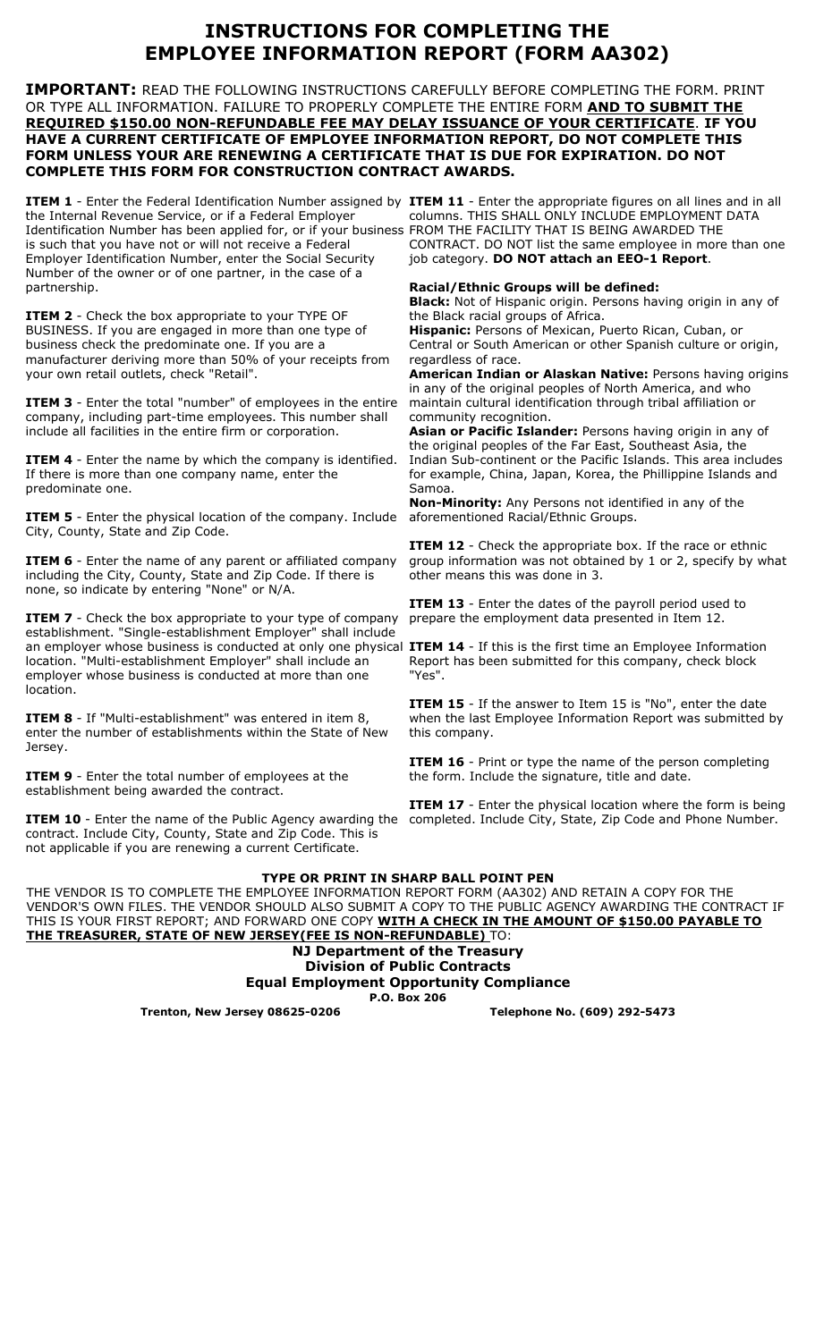# INSTRUCTIONS FOR COMPLETING THE EMPLOYEE INFORMATION REPORT (FORM AA302)

**IMPORTANT:** READ THE FOLLOWING INSTRUCTIONS CAREFULLY BEFORE COMPLETING THE FORM. PRINT OR TYPE ALL INFORMATION. FAILURE TO PROPERLY COMPLETE THE ENTIRE FORM **AND TO SUBMIT THE REQUIRED $150.00 NON-REFUNDABLE FEE MAY DELAY ISSUANCE OF YOUR CERTIFICATE**. **IF YOU HAVE A CURRENT CERTIFICATE OF EMPLOYEE INFORMATION REPORT, DO NOT COMPLETE THIS FORM UNLESS YOUR ARE RENEWING A CERTIFICATE THAT IS DUE FOR EXPIRATION. DO NOT COMPLETE THIS FORM FOR CONSTRUCTION CONTRACT AWARDS.**

**ITEM 1** - Enter the Federal Identification Number assigned by the Internal Revenue Service, or if a Federal Employer Identification Number has been applied for, or if your business is such that you have not or will not receive a Federal Employer Identification Number, enter the Social Security Number of the owner or of one partner, in the case of a partnership.

**ITEM 2** - Check the box appropriate to your TYPE OF BUSINESS. If you are engaged in more than one type of business check the predominate one. If you are a manufacturer deriving more than 50% of your receipts from your own retail outlets, check "Retail".

**ITEM 3** - Enter the total "number" of employees in the entire company, including part-time employees. This number shall include all facilities in the entire firm or corporation.

**ITEM 4** - Enter the name by which the company is identified. If there is more than one company name, enter the predominate one.

**ITEM 5** - Enter the physical location of the company. Include City, County, State and Zip Code.

**ITEM 6** - Enter the name of any parent or affiliated company including the City, County, State and Zip Code. If there is none, so indicate by entering "None" or N/A.

**ITEM 7** - Check the box appropriate to your type of company establishment. "Single-establishment Employer" shall include an employer whose business is conducted at only one physical location. "Multi-establishment Employer" shall include an employer whose business is conducted at more than one location.

**ITEM 8** - If "Multi-establishment" was entered in item 8, enter the number of establishments within the State of New Jersey.

**ITEM 9** - Enter the total number of employees at the establishment being awarded the contract.

**ITEM 10** - Enter the name of the Public Agency awarding the contract. Include City, County, State and Zip Code. This is not applicable if you are renewing a current Certificate.

**ITEM 11** - Enter the appropriate figures on all lines and in all columns. THIS SHALL ONLY INCLUDE EMPLOYMENT DATA FROM THE FACILITY THAT IS BEING AWARDED THE CONTRACT. DO NOT list the same employee in more than one job category. **DO NOT attach an EEO-1 Report**.

**Racial/Ethnic Groups will be defined:**

**Black:** Not of Hispanic origin. Persons having origin in any of the Black racial groups of Africa.

**Hispanic:** Persons of Mexican, Puerto Rican, Cuban, or Central or South American or other Spanish culture or origin, regardless of race.

**American Indian or Alaskan Native:** Persons having origins in any of the original peoples of North America, and who maintain cultural identification through tribal affiliation or community recognition.

**Asian or Pacific Islander:** Persons having origin in any of the original peoples of the Far East, Southeast Asia, the Indian Sub-continent or the Pacific Islands. This area includes for example, China, Japan, Korea, the Phillippine Islands and Samoa.

**Non-Minority:** Any Persons not identified in any of the aforementioned Racial/Ethnic Groups.

**ITEM 12** - Check the appropriate box. If the race or ethnic group information was not obtained by 1 or 2, specify by what other means this was done in 3.

**ITEM 13** - Enter the dates of the payroll period used to prepare the employment data presented in Item 12.

**ITEM 14** - If this is the first time an Employee Information Report has been submitted for this company, check block "Yes".

**ITEM 15** - If the answer to Item 15 is "No", enter the date when the last Employee Information Report was submitted by this company.

**ITEM 16** - Print or type the name of the person completing the form. Include the signature, title and date.

**ITEM 17** - Enter the physical location where the form is being completed. Include City, State, Zip Code and Phone Number.

**TYPE OR PRINT IN SHARP BALL POINT PEN**

THE VENDOR IS TO COMPLETE THE EMPLOYEE INFORMATION REPORT FORM (AA302) AND RETAIN A COPY FOR THE VENDOR'S OWN FILES. THE VENDOR SHOULD ALSO SUBMIT A COPY TO THE PUBLIC AGENCY AWARDING THE CONTRACT IF THIS IS YOUR FIRST REPORT; AND FORWARD ONE COPY **WITH A CHECK IN THE AMOUNT OF $150.00 PAYABLE TO THE TREASURER, STATE OF NEW JERSEY(FEE IS NON-REFUNDABLE)** TO:

**NJ Department of the Treasury**
**Division of Public Contracts**
**Equal Employment Opportunity Compliance**
**P.O. Box 206**
**Trenton, New Jersey 08625-0206**

**Telephone No. (609) 292-5473**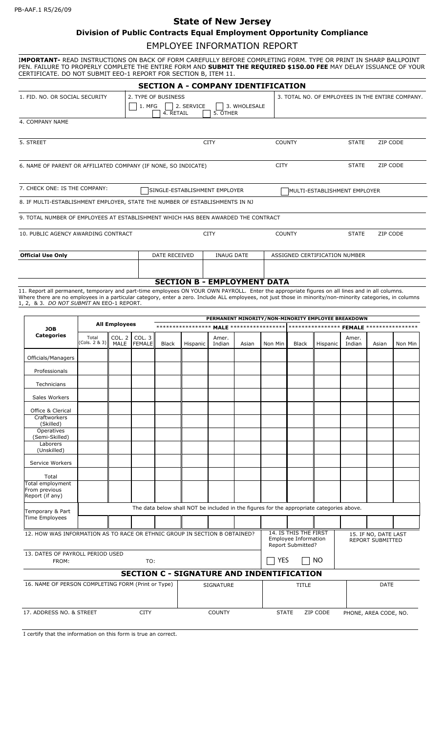PB-AAF.1 R5/26/09

# State of New Jersey

## Division of Public Contracts Equal Employment Opportunity Compliance

## EMPLOYEE INFORMATION REPORT

**IMPORTANT-** READ INSTRUCTIONS ON BACK OF FORM CAREFULLY BEFORE COMPLETING FORM. TYPE OR PRINT IN SHARP BALLPOINT PEN. FAILURE TO PROPERLY COMPLETE THE ENTIRE FORM AND **SUBMIT THE REQUIRED $150.00 FEE** MAY DELAY ISSUANCE OF YOUR CERTIFICATE. DO NOT SUBMIT EEO-1 REPORT FOR SECTION B, ITEM 11.

### SECTION A - COMPANY IDENTIFICATION

| 1. FID. NO. OR SOCIAL SECURITY | 2. TYPE OF BUSINESS ☐ 1. MFG ☐ 2. SERVICE ☐ 3. WHOLESALE ☐ 4. RETAIL ☐ 5. OTHER | 3. TOTAL NO. OF EMPLOYEES IN THE ENTIRE COMPANY. |
|---|---|---|
| | | |

4. COMPANY NAME

| 5. STREET | CITY | COUNTY | STATE | ZIP CODE |
|---|---|---|---|---|
| | | | | |

| 6. NAME OF PARENT OR AFFILIATED COMPANY (IF NONE, SO INDICATE) | CITY | STATE | ZIP CODE |
|---|---|---|---|
| | | | |

7. CHECK ONE: IS THE COMPANY: ☐ SINGLE-ESTABLISHMENT EMPLOYER ☐ MULTI-ESTABLISHMENT EMPLOYER

8. IF MULTI-ESTABLISHMENT EMPLOYER, STATE THE NUMBER OF ESTABLISHMENTS IN NJ

9. TOTAL NUMBER OF EMPLOYEES AT ESTABLISHMENT WHICH HAS BEEN AWARDED THE CONTRACT

| 10. PUBLIC AGENCY AWARDING CONTRACT | CITY | COUNTY | STATE | ZIP CODE |
|---|---|---|---|---|
| | | | | |

| **Official Use Only** | DATE RECEIVED | INAUG DATE | ASSIGNED CERTIFICATION NUMBER |
|---|---|---|---|
| | | | |

### SECTION B - EMPLOYMENT DATA

11. Report all permanent, temporary and part-time employees ON YOUR OWN PAYROLL. Enter the appropriate figures on all lines and in all columns. Where there are no employees in a particular category, enter a zero. Include ALL employees, not just those in minority/non-minority categories, in columns 1, 2, & 3. *DO NOT SUBMIT* AN EEO-1 REPORT.

| JOB Categories | All Employees | | | PERMANENT MINORITY/NON-MINORITY EMPLOYEE BREAKDOWN | | | | | | | | | |
|---|---|---|---|---|---|---|---|---|---|---|---|---|---|
| | | | | MALE | | | | | FEMALE | | | | |
| | Total (Cols. 2 & 3) | COL. 2 MALE | COL. 3 FEMALE | Black | Hispanic | Amer. Indian | Asian | Non Min | Black | Hispanic | Amer. Indian | Asian | Non Min |
| Officials/Managers | | | | | | | | | | | | | |
| Professionals | | | | | | | | | | | | | |
| Technicians | | | | | | | | | | | | | |
| Sales Workers | | | | | | | | | | | | | |
| Office & Clerical | | | | | | | | | | | | | |
| Craftworkers (Skilled) | | | | | | | | | | | | | |
| Operatives (Semi-Skilled) | | | | | | | | | | | | | |
| Laborers (Unskilled) | | | | | | | | | | | | | |
| Service Workers | | | | | | | | | | | | | |
| Total | | | | | | | | | | | | | |
| Total employment From previous Report (if any) | | | | | | | | | | | | | |
| Temporary & Part Time Employees | The data below shall NOT be included in the figures for the appropriate categories above. | | | | | | | | | | | | |
| | | | | | | | | | | | | | |

12. HOW WAS INFORMATION AS TO RACE OR ETHNIC GROUP IN SECTION B OBTAINED?

13. DATES OF PAYROLL PERIOD USED FROM: TO:

14. IS THIS THE FIRST Employee Information Report Submitted? ☐ YES ☐ NO

15. IF NO, DATE LAST REPORT SUBMITTED

### SECTION C - SIGNATURE AND INDENTIFICATION

| 16. NAME OF PERSON COMPLETING FORM (Print or Type) | SIGNATURE | TITLE | DATE |
|---|---|---|---|
| | | | |

| 17. ADDRESS NO. & STREET | CITY | COUNTY | STATE | ZIP CODE | PHONE, AREA CODE, NO. |
|---|---|---|---|---|---|
| | | | | | |

I certify that the information on this form is true an correct.